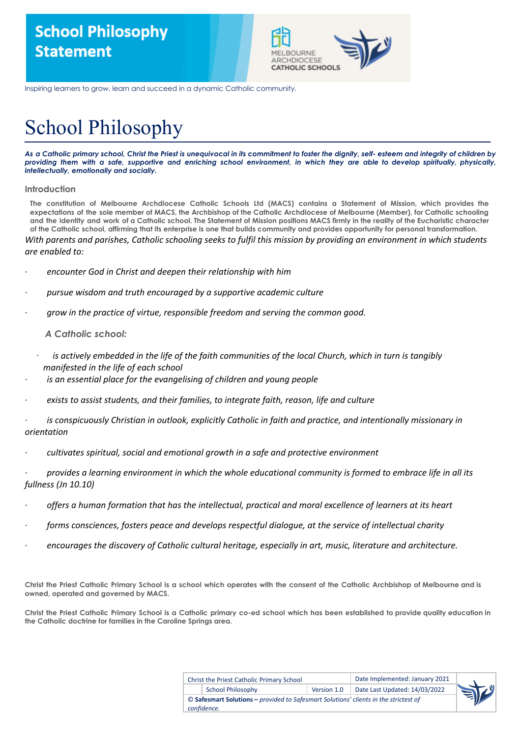# School Philosophy Statement

Inspiring learners to grow, learn and succeed in a dynamic Catholic community.

# School Philosophy

***As a Catholic primary school, Christ the Priest is unequivocal in its commitment to foster the dignity, self- esteem and integrity of children by providing them with a safe, supportive and enriching school environment, in which they are able to develop spiritually, physically, intellectually, emotionally and socially.***

## Introduction

**The constitution of Melbourne Archdiocese Catholic Schools Ltd (MACS) contains a Statement of Mission, which provides the expectations of the sole member of MACS, the Archbishop of the Catholic Archdiocese of Melbourne (Member), for Catholic schooling and the identity and work of a Catholic school. The Statement of Mission positions MACS firmly in the reality of the Eucharistic character of the Catholic school, affirming that its enterprise is one that builds community and provides opportunity for personal transformation.**

*With parents and parishes, Catholic schooling seeks to fulfil this mission by providing an environment in which students are enabled to:*

- *encounter God in Christ and deepen their relationship with him*
- *pursue wisdom and truth encouraged by a supportive academic culture*
- *grow in the practice of virtue, responsible freedom and serving the common good.*

***A Catholic school:***

- *is actively embedded in the life of the faith communities of the local Church, which in turn is tangibly manifested in the life of each school*
- *is an essential place for the evangelising of children and young people*
- *exists to assist students, and their families, to integrate faith, reason, life and culture*
- *is conspicuously Christian in outlook, explicitly Catholic in faith and practice, and intentionally missionary in orientation*
- *cultivates spiritual, social and emotional growth in a safe and protective environment*
- *provides a learning environment in which the whole educational community is formed to embrace life in all its fullness (Jn 10.10)*
- *offers a human formation that has the intellectual, practical and moral excellence of learners at its heart*
- *forms consciences, fosters peace and develops respectful dialogue, at the service of intellectual charity*
- *encourages the discovery of Catholic cultural heritage, especially in art, music, literature and architecture.*

**Christ the Priest Catholic Primary School is a school which operates with the consent of the Catholic Archbishop of Melbourne and is owned, operated and governed by MACS.**

**Christ the Priest Catholic Primary School is a Catholic primary co-ed school which has been established to provide quality education in the Catholic doctrine for families in the Caroline Springs area.**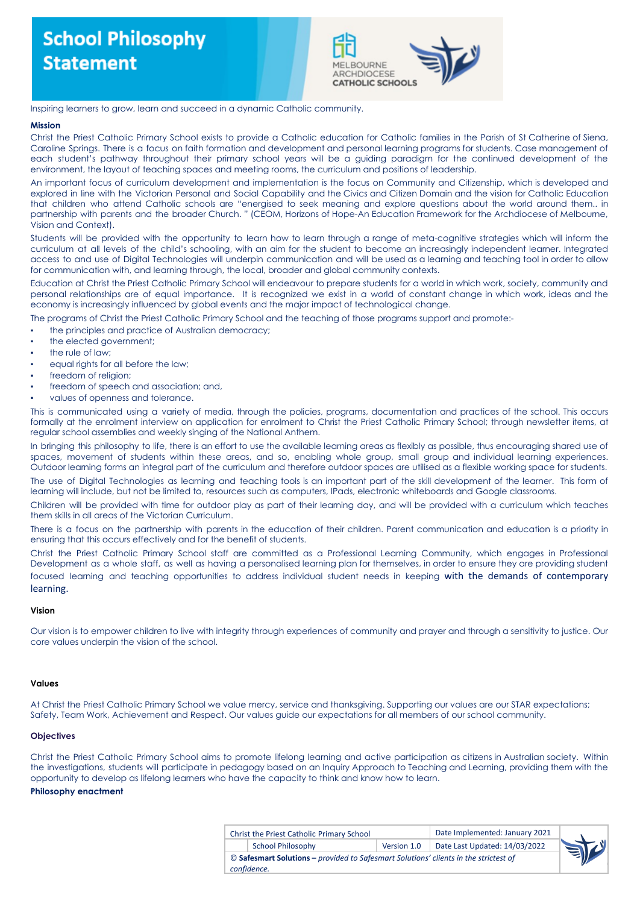# School Philosophy Statement

Inspiring learners to grow, learn and succeed in a dynamic Catholic community.

**Mission**

Christ the Priest Catholic Primary School exists to provide a Catholic education for Catholic families in the Parish of St Catherine of Siena, Caroline Springs. There is a focus on faith formation and development and personal learning programs for students. Case management of each student's pathway throughout their primary school years will be a guiding paradigm for the continued development of the environment, the layout of teaching spaces and meeting rooms, the curriculum and positions of leadership.

An important focus of curriculum development and implementation is the focus on Community and Citizenship, which is developed and explored in line with the Victorian Personal and Social Capability and the Civics and Citizen Domain and the vision for Catholic Education that children who attend Catholic schools are "energised to seek meaning and explore questions about the world around them.. in partnership with parents and the broader Church. " (CEOM, Horizons of Hope-An Education Framework for the Archdiocese of Melbourne, Vision and Context).

Students will be provided with the opportunity to learn how to learn through a range of meta-cognitive strategies which will inform the curriculum at all levels of the child's schooling, with an aim for the student to become an increasingly independent learner. Integrated access to and use of Digital Technologies will underpin communication and will be used as a learning and teaching tool in order to allow for communication with, and learning through, the local, broader and global community contexts.

Education at Christ the Priest Catholic Primary School will endeavour to prepare students for a world in which work, society, community and personal relationships are of equal importance. It is recognized we exist in a world of constant change in which work, ideas and the economy is increasingly influenced by global events and the major impact of technological change.

The programs of Christ the Priest Catholic Primary School and the teaching of those programs support and promote:-

- the principles and practice of Australian democracy;
- the elected government;
- the rule of law;
- equal rights for all before the law;
- freedom of religion;
- freedom of speech and association; and,
- values of openness and tolerance.

This is communicated using a variety of media, through the policies, programs, documentation and practices of the school. This occurs formally at the enrolment interview on application for enrolment to Christ the Priest Catholic Primary School; through newsletter items, at regular school assemblies and weekly singing of the National Anthem.

In bringing this philosophy to life, there is an effort to use the available learning areas as flexibly as possible, thus encouraging shared use of spaces, movement of students within these areas, and so, enabling whole group, small group and individual learning experiences. Outdoor learning forms an integral part of the curriculum and therefore outdoor spaces are utilised as a flexible working space for students.

The use of Digital Technologies as learning and teaching tools is an important part of the skill development of the learner. This form of learning will include, but not be limited to, resources such as computers, IPads, electronic whiteboards and Google classrooms.

Children will be provided with time for outdoor play as part of their learning day, and will be provided with a curriculum which teaches them skills in all areas of the Victorian Curriculum.

There is a focus on the partnership with parents in the education of their children. Parent communication and education is a priority in ensuring that this occurs effectively and for the benefit of students.

Christ the Priest Catholic Primary School staff are committed as a Professional Learning Community, which engages in Professional Development as a whole staff, as well as having a personalised learning plan for themselves, in order to ensure they are providing student focused learning and teaching opportunities to address individual student needs in keeping with the demands of contemporary learning.

**Vision**

Our vision is to empower children to live with integrity through experiences of community and prayer and through a sensitivity to justice. Our core values underpin the vision of the school.

**Values**

At Christ the Priest Catholic Primary School we value mercy, service and thanksgiving. Supporting our values are our STAR expectations; Safety, Team Work, Achievement and Respect. Our values guide our expectations for all members of our school community.

**Objectives**

Christ the Priest Catholic Primary School aims to promote lifelong learning and active participation as citizens in Australian society. Within the investigations, students will participate in pedagogy based on an Inquiry Approach to Teaching and Learning, providing them with the opportunity to develop as lifelong learners who have the capacity to think and know how to learn.

**Philosophy enactment**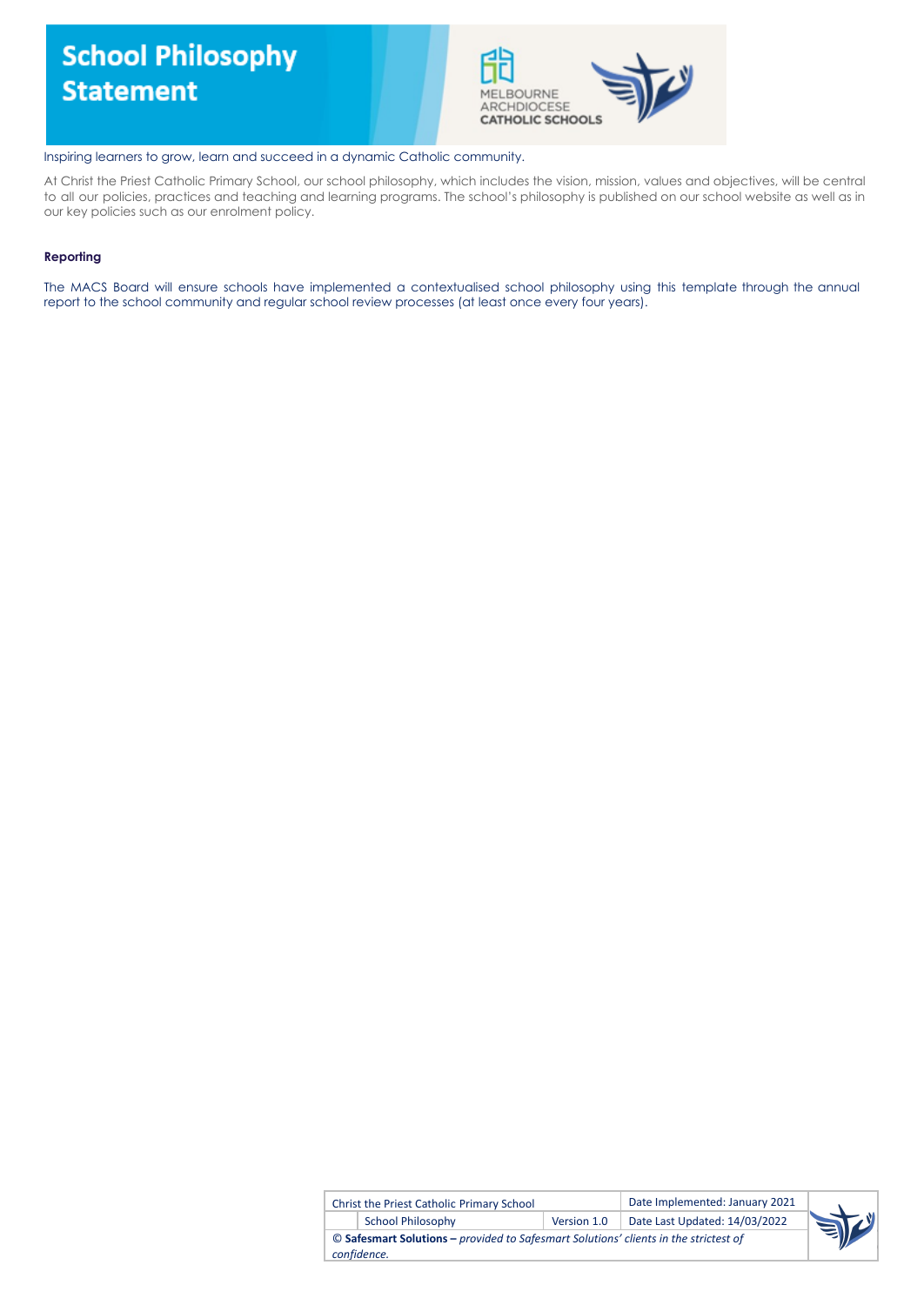# School Philosophy Statement

Inspiring learners to grow, learn and succeed in a dynamic Catholic community.

At Christ the Priest Catholic Primary School, our school philosophy, which includes the vision, mission, values and objectives, will be central to all our policies, practices and teaching and learning programs. The school's philosophy is published on our school website as well as in our key policies such as our enrolment policy.

**Reporting**

The MACS Board will ensure schools have implemented a contextualised school philosophy using this template through the annual report to the school community and regular school review processes (at least once every four years).